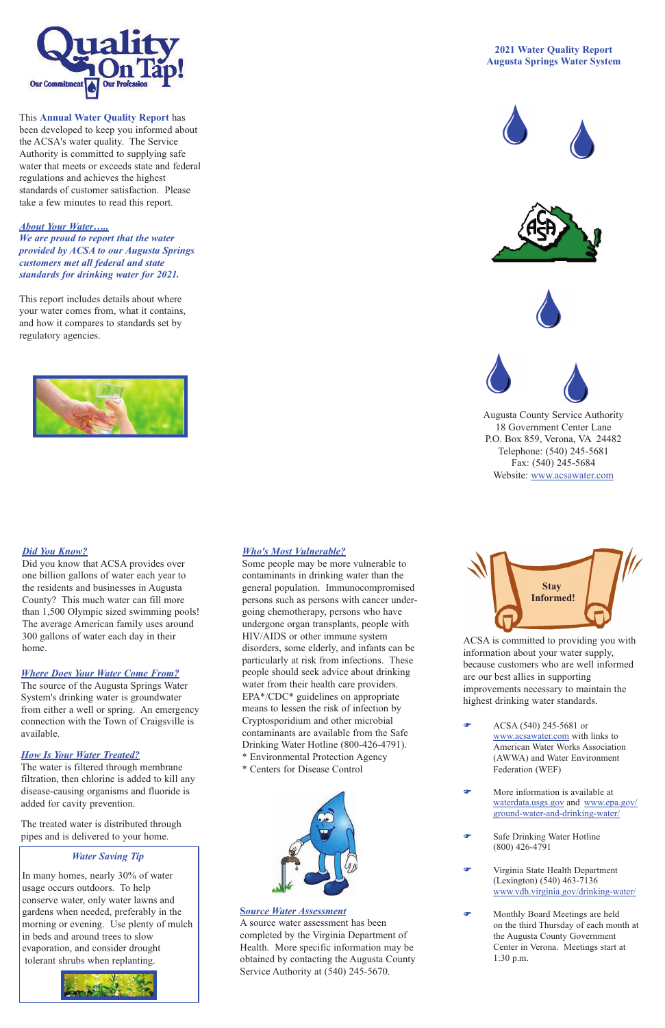**2021 Water Quality Report**
**Augusta Springs Water System**

Quality On Tap!
Our Commitment Our Profession

This **Annual Water Quality Report** has been developed to keep you informed about the ACSA's water quality. The Service Authority is committed to supplying safe water that meets or exceeds state and federal regulations and achieves the highest standards of customer satisfaction. Please take a few minutes to read this report.

### *About Your Water…..*

***We are proud to report that the water provided by ACSA to our Augusta Springs customers met all federal and state standards for drinking water for 2021.***

This report includes details about where your water comes from, what it contains, and how it compares to standards set by regulatory agencies.

Augusta County Service Authority
18 Government Center Lane
P.O. Box 859, Verona, VA 24482
Telephone: (540) 245-5681
Fax: (540) 245-5684
Website: www.acsawater.com

### *Did You Know?*

Did you know that ACSA provides over one billion gallons of water each year to the residents and businesses in Augusta County? This much water can fill more than 1,500 Olympic sized swimming pools! The average American family uses around 300 gallons of water each day in their home.

### *Where Does Your Water Come From?*

The source of the Augusta Springs Water System's drinking water is groundwater from either a well or spring. An emergency connection with the Town of Craigsville is available.

### *How Is Your Water Treated?*

The water is filtered through membrane filtration, then chlorine is added to kill any disease-causing organisms and fluoride is added for cavity prevention.

The treated water is distributed through pipes and is delivered to your home.

### *Water Saving Tip*

In many homes, nearly 30% of water usage occurs outdoors. To help conserve water, only water lawns and gardens when needed, preferably in the morning or evening. Use plenty of mulch in beds and around trees to slow evaporation, and consider drought tolerant shrubs when replanting.

### *Who's Most Vulnerable?*

Some people may be more vulnerable to contaminants in drinking water than the general population. Immunocompromised persons such as persons with cancer undergoing chemotherapy, persons who have undergone organ transplants, people with HIV/AIDS or other immune system disorders, some elderly, and infants can be particularly at risk from infections. These people should seek advice about drinking water from their health care providers. EPA*/CDC* guidelines on appropriate means to lessen the risk of infection by Cryptosporidium and other microbial contaminants are available from the Safe Drinking Water Hotline (800-426-4791).
* Environmental Protection Agency
* Centers for Disease Control

### *Source Water Assessment*

A source water assessment has been completed by the Virginia Department of Health. More specific information may be obtained by contacting the Augusta County Service Authority at (540) 245-5670.

### Stay Informed!

ACSA is committed to providing you with information about your water supply, because customers who are well informed are our best allies in supporting improvements necessary to maintain the highest drinking water standards.

- ACSA (540) 245-5681 or www.acsawater.com with links to American Water Works Association (AWWA) and Water Environment Federation (WEF)
- More information is available at waterdata.usgs.gov and www.epa.gov/ground-water-and-drinking-water/
- Safe Drinking Water Hotline (800) 426-4791
- Virginia State Health Department (Lexington) (540) 463-7136 www.vdh.virginia.gov/drinking-water/
- Monthly Board Meetings are held on the third Thursday of each month at the Augusta County Government Center in Verona. Meetings start at 1:30 p.m.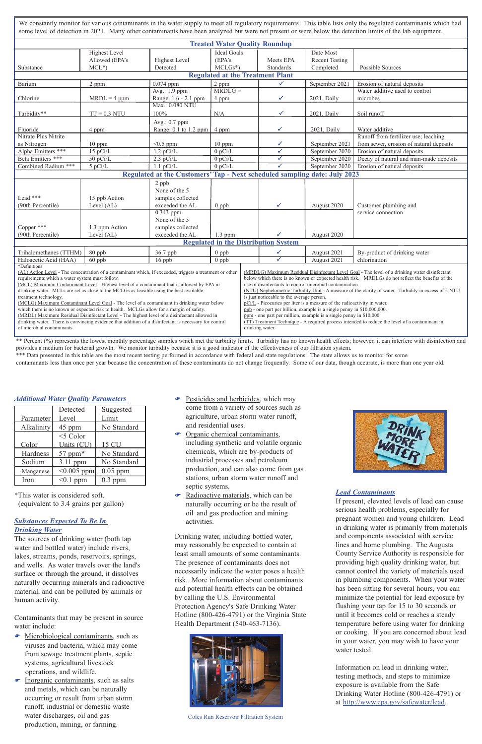We constantly monitor for various contaminants in the water supply to meet all regulatory requirements. This table lists only the regulated contaminants which had some level of detection in 2021. Many other contaminants have been analyzed but were not present or were below the detection limits of the lab equipment.

**Treated Water Quality Roundup**

| Substance | Highest Level Allowed (EPA's MCL*) | Highest Level Detected | Ideal Goals (EPA's MCLGs*) | Meets EPA Standards | Date Most Recent Testing Completed | Possible Sources |
|---|---|---|---|---|---|---|
| **Regulated at the Treatment Plant** | | | | | | |
| Barium | 2 ppm | 0.074 ppm | 2 ppm | ✓ | September 2021 | Erosion of natural deposits |
| Chlorine | MRDL = 4 ppm | Avg.: 1.9 ppm Range: 1.6 - 2.1 ppm | MRDLG = 4 ppm | ✓ | 2021, Daily | Water additive used to control microbes |
| Turbidity** | TT = 0.3 NTU | Max.: 0.080 NTU 100% | N/A | ✓ | 2021, Daily | Soil runoff |
| Fluoride | 4 ppm | Avg.: 0.7 ppm Range: 0.1 to 1.2 ppm | 4 ppm | ✓ | 2021, Daily | Water additive |
| Nitrate Plus Nitrite as Nitrogen | 10 ppm | <0.5 ppm | 10 ppm | ✓ | September 2021 | Runoff from fertilizer use; leaching from sewer, erosion of natural deposits |
| Alpha Emitters *** | 15 pCi/L | 1.2 pCi/L | 0 pCi/L | ✓ | September 2020 | Erosion of natural deposits |
| Beta Emitters *** | 50 pCi/L | 2.3 pCi/L | 0 pCi/L | ✓ | September 2020 | Decay of natural and man-made deposits |
| Combined Radium *** | 5 pCi/L | 1.1 pCi/L | 0 pCi/L | ✓ | September 2020 | Erosion of natural deposits |
| **Regulated at the Customers' Tap - Next scheduled sampling date: July 2023** | | | | | | |
| Lead *** (90th Percentile) | 15 ppb Action Level (AL) | 2 ppb None of the 5 samples collected exceeded the AL | 0 ppb | ✓ | August 2020 | Customer plumbing and service connection |
| Copper *** (90th Percentile) | 1.3 ppm Action Level (AL) | 0.343 ppm None of the 5 samples collected exceeded the AL | 1.3 ppm | ✓ | August 2020 | Customer plumbing and service connection |
| **Regulated in the Distribution System** | | | | | | |
| Trihalomethanes (TTHM) | 80 ppb | 36.7 ppb | 0 ppb | ✓ | August 2021 | By-product of drinking water chlorination |
| Haloacetic Acid (HAA) | 60 ppb | 16 ppb | 0 ppb | ✓ | August 2021 | By-product of drinking water chlorination |

*Definitions:

(AL) Action Level - The concentration of a contaminant which, if exceeded, triggers a treatment or other requirements which a water system must follow.

(MCL) Maximum Contaminant Level - Highest level of a contaminant that is allowed by EPA in drinking water. MCLs are set as close to the MCLGs as feasible using the best available treatment technology.

(MCLG) Maximum Contaminant Level Goal - The level of a contaminant in drinking water below which there is no known or expected risk to health. MCLGs allow for a margin of safety.

(MRDL) Maximum Residual Disinfectant Level - The highest level of a disinfectant allowed in drinking water. There is convincing evidence that addition of a disinfectant is necessary for control of microbial contaminants.

(MRDLG) Maximum Residual Disinfectant Level Goal - The level of a drinking water disinfectant below which there is no known or expected health risk. MRDLGs do not reflect the benefits of the use of disinfectants to control microbial contamination.

(NTU) Nephelometric Turbidity Unit - A measure of the clarity of water. Turbidity in excess of 5 NTU is just noticeable to the average person.

pCi/L - Picocuries per liter is a measure of the radioactivity in water.

ppb - one part per billion, example is a single penny in $10,000,000.

ppm - one part per million, example is a single penny in $10,000.

(TT) Treatment Technique - A required process intended to reduce the level of a contaminant in drinking water.

** Percent (%) represents the lowest monthly percentage samples which met the turbidity limits. Turbidity has no known health effects; however, it can interfere with disinfection and provides a medium for bacterial growth. We monitor turbidity because it is a good indicator of the effectiveness of our filtration system.

*** Data presented in this table are the most recent testing performed in accordance with federal and state regulations. The state allows us to monitor for some contaminants less than once per year because the concentration of these contaminants do not change frequently. Some of our data, though accurate, is more than one year old.

## *Additional Water Quality Parameters*

| Parameter | Detected Level | Suggested Limit |
|---|---|---|
| Alkalinity | 45 ppm | No Standard |
| Color | <5 Color Units (CU) | 15 CU |
| Hardness | 57 ppm* | No Standard |
| Sodium | 3.11 ppm | No Standard |
| Manganese | <0.005 ppm | 0.05 ppm |
| Iron | <0.1 ppm | 0.3 ppm |

*This water is considered soft. (equivalent to 3.4 grains per gallon)

## *Substances Expected To Be In Drinking Water*

The sources of drinking water (both tap water and bottled water) include rivers, lakes, streams, ponds, reservoirs, springs, and wells. As water travels over the land's surface or through the ground, it dissolves naturally occurring minerals and radioactive material, and can be polluted by animals or human activity.

Contaminants that may be present in source water include:

- Microbiological contaminants, such as viruses and bacteria, which may come from sewage treatment plants, septic systems, agricultural livestock operations, and wildlife.
- Inorganic contaminants, such as salts and metals, which can be naturally occurring or result from urban storm runoff, industrial or domestic waste water discharges, oil and gas production, mining, or farming.
- Pesticides and herbicides, which may come from a variety of sources such as agriculture, urban storm water runoff, and residential uses.
- Organic chemical contaminants, including synthetic and volatile organic chemicals, which are by-products of industrial processes and petroleum production, and can also come from gas stations, urban storm water runoff and septic systems.
- Radioactive materials, which can be naturally occurring or be the result of oil and gas production and mining activities.

Drinking water, including bottled water, may reasonably be expected to contain at least small amounts of some contaminants. The presence of contaminants does not necessarily indicate the water poses a health risk. More information about contaminants and potential health effects can be obtained by calling the U.S. Environmental Protection Agency's Safe Drinking Water Hotline (800-426-4791) or the Virginia State Health Department (540-463-7136).

Coles Run Reservoir Filtration System

## *Lead Contaminants*

If present, elevated levels of lead can cause serious health problems, especially for pregnant women and young children. Lead in drinking water is primarily from materials and components associated with service lines and home plumbing. The Augusta County Service Authority is responsible for providing high quality drinking water, but cannot control the variety of materials used in plumbing components. When your water has been sitting for several hours, you can minimize the potential for lead exposure by flushing your tap for 15 to 30 seconds or until it becomes cold or reaches a steady temperature before using water for drinking or cooking. If you are concerned about lead in your water, you may wish to have your water tested.

Information on lead in drinking water, testing methods, and steps to minimize exposure is available from the Safe Drinking Water Hotline (800-426-4791) or at http://www.epa.gov/safewater/lead.